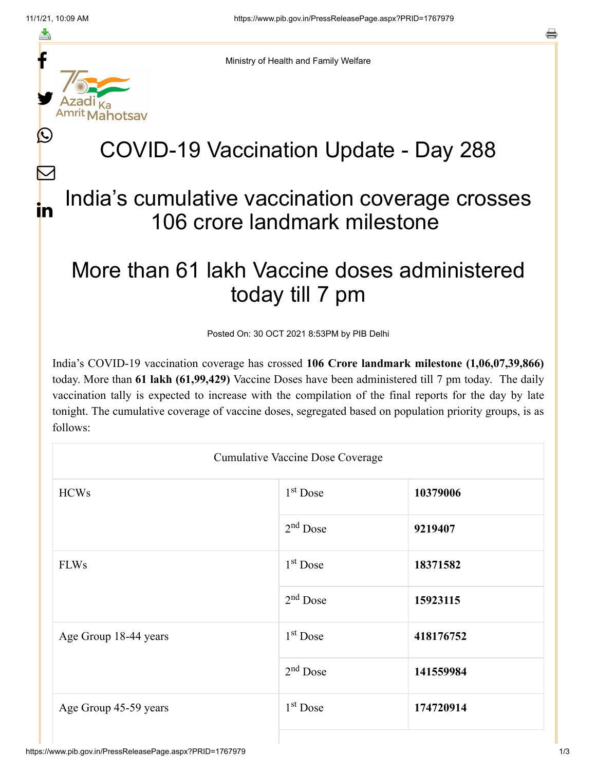Ministry of Health and Family Welfare

# COVID-19 Vaccination Update - Day 288

## India's cumulative vaccination coverage crosses 106 crore landmark milestone

## More than 61 lakh Vaccine doses administered today till 7 pm

Posted On: 30 OCT 2021 8:53PM by PIB Delhi

India's COVID-19 vaccination coverage has crossed **106 Crore landmark milestone (1,06,07,39,866)** today. More than **61 lakh (61,99,429)** Vaccine Doses have been administered till 7 pm today. The daily vaccination tally is expected to increase with the compilation of the final reports for the day by late tonight. The cumulative coverage of vaccine doses, segregated based on population priority groups, is as follows:

| Cumulative Vaccine Dose Coverage | | |
|---|---|---|
| HCWs | 1st Dose | **10379006** |
| | 2nd Dose | **9219407** |
| FLWs | 1st Dose | **18371582** |
| | 2nd Dose | **15923115** |
| Age Group 18-44 years | 1st Dose | **418176752** |
| | 2nd Dose | **141559984** |
| Age Group 45-59 years | 1st Dose | **174720914** |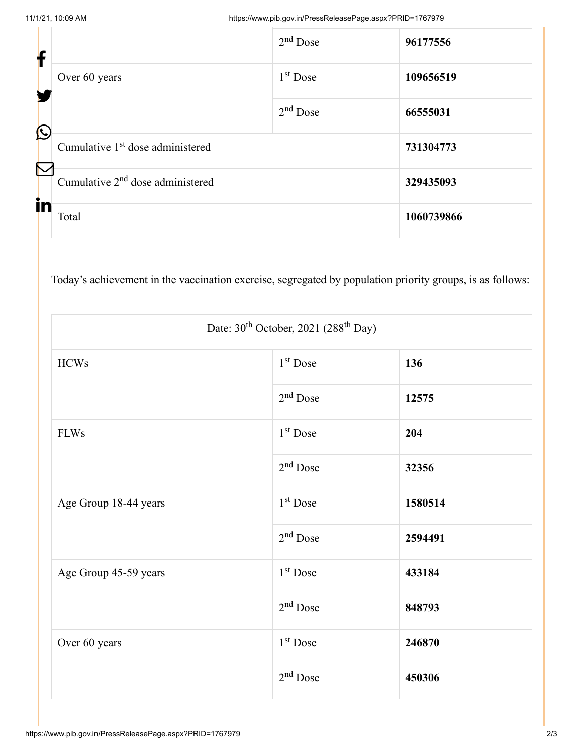| | | |
|---|---|---|
| | 2nd Dose | **96177556** |
| Over 60 years | 1st Dose | **109656519** |
| | 2nd Dose | **66555031** |
| Cumulative 1st dose administered | | **731304773** |
| Cumulative 2nd dose administered | | **329435093** |
| Total | | **1060739866** |

Today's achievement in the vaccination exercise, segregated by population priority groups, is as follows:

| Date: 30th October, 2021 (288th Day) | | |
|---|---|---|
| HCWs | 1st Dose | **136** |
| | 2nd Dose | **12575** |
| FLWs | 1st Dose | **204** |
| | 2nd Dose | **32356** |
| Age Group 18-44 years | 1st Dose | **1580514** |
| | 2nd Dose | **2594491** |
| Age Group 45-59 years | 1st Dose | **433184** |
| | 2nd Dose | **848793** |
| Over 60 years | 1st Dose | **246870** |
| | 2nd Dose | **450306** |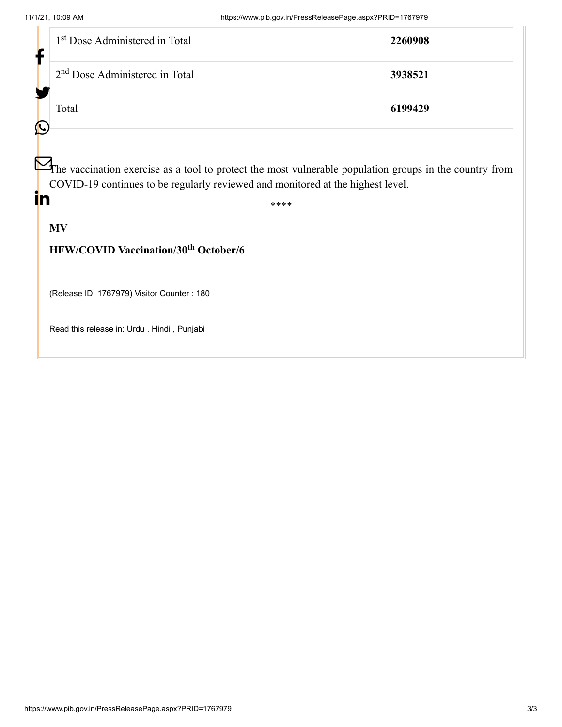| | |
|---|---|
| 1st Dose Administered in Total | **2260908** |
| 2nd Dose Administered in Total | **3938521** |
| Total | **6199429** |

The vaccination exercise as a tool to protect the most vulnerable population groups in the country from COVID-19 continues to be regularly reviewed and monitored at the highest level.

****

**MV**

**HFW/COVID Vaccination/30th October/6**

(Release ID: 1767979) Visitor Counter : 180

Read this release in: Urdu , Hindi , Punjabi